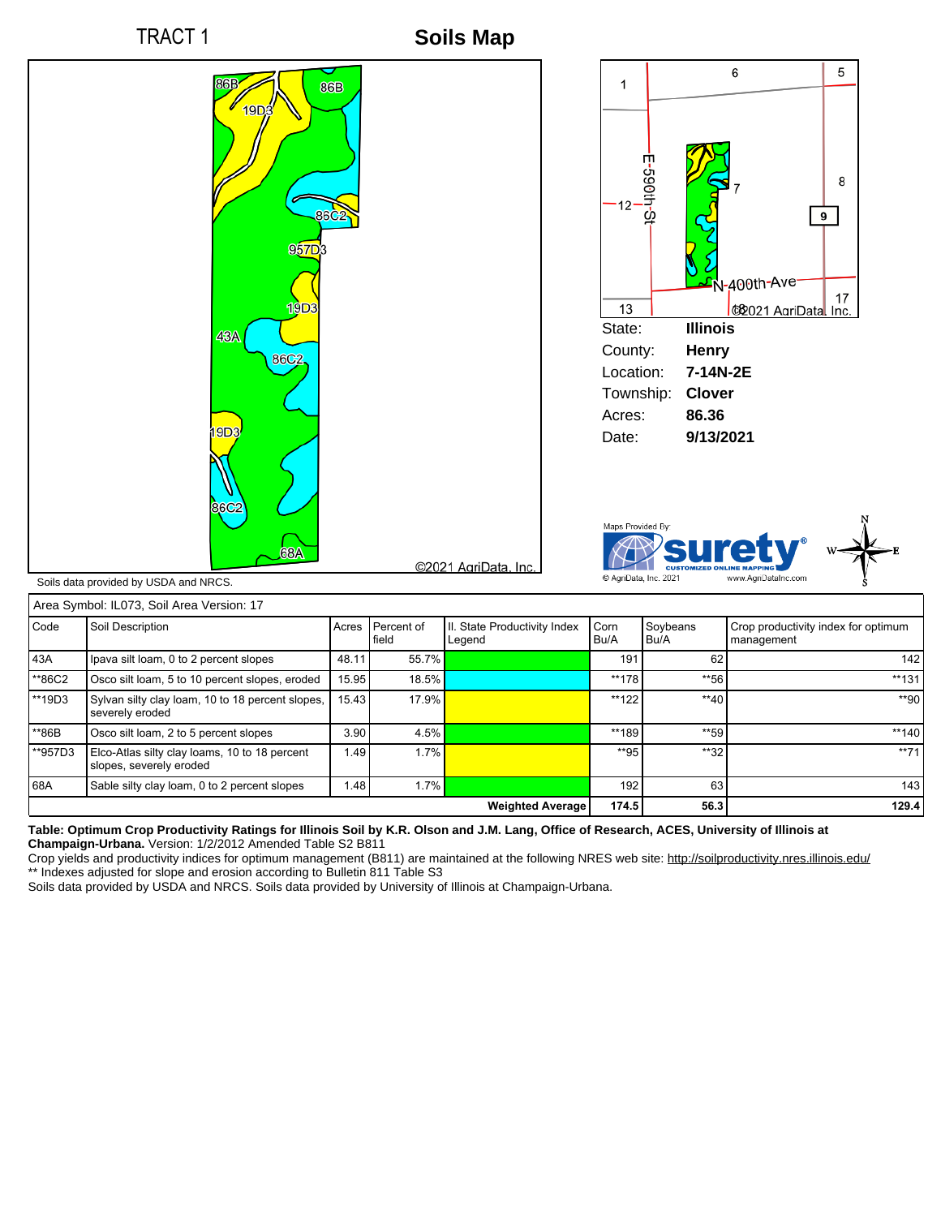TRACT 1

# Soils Map

Soils data provided by USDA and NRCS.

©2021 AgriData, Inc.

State: **Illinois**
County: **Henry**
Location: **7-14N-2E**
Township: **Clover**
Acres: **86.36**
Date: **9/13/2021**

Maps Provided By: surety CUSTOMIZED ONLINE MAPPING © AgriData, Inc. 2021 www.AgriDataInc.com

| Area Symbol: IL073, Soil Area Version: 17 | | | | | | | |
|---|---|---|---|---|---|---|---|
| Code | Soil Description | Acres | Percent of field | Il. State Productivity Index Legend | Corn Bu/A | Soybeans Bu/A | Crop productivity index for optimum management |
| 43A | Ipava silt loam, 0 to 2 percent slopes | 48.11 | 55.7% | | 191 | 62 | 142 |
| **86C2 | Osco silt loam, 5 to 10 percent slopes, eroded | 15.95 | 18.5% | | **178 | **56 | **131 |
| **19D3 | Sylvan silty clay loam, 10 to 18 percent slopes, severely eroded | 15.43 | 17.9% | | **122 | **40 | **90 |
| **86B | Osco silt loam, 2 to 5 percent slopes | 3.90 | 4.5% | | **189 | **59 | **140 |
| **957D3 | Elco-Atlas silty clay loams, 10 to 18 percent slopes, severely eroded | 1.49 | 1.7% | | **95 | **32 | **71 |
| 68A | Sable silty clay loam, 0 to 2 percent slopes | 1.48 | 1.7% | | 192 | 63 | 143 |
| | | | | **Weighted Average** | **174.5** | **56.3** | **129.4** |

**Table: Optimum Crop Productivity Ratings for Illinois Soil by K.R. Olson and J.M. Lang, Office of Research, ACES, University of Illinois at Champaign-Urbana.** Version: 1/2/2012 Amended Table S2 B811

Crop yields and productivity indices for optimum management (B811) are maintained at the following NRES web site: http://soilproductivity.nres.illinois.edu/

** Indexes adjusted for slope and erosion according to Bulletin 811 Table S3

Soils data provided by USDA and NRCS. Soils data provided by University of Illinois at Champaign-Urbana.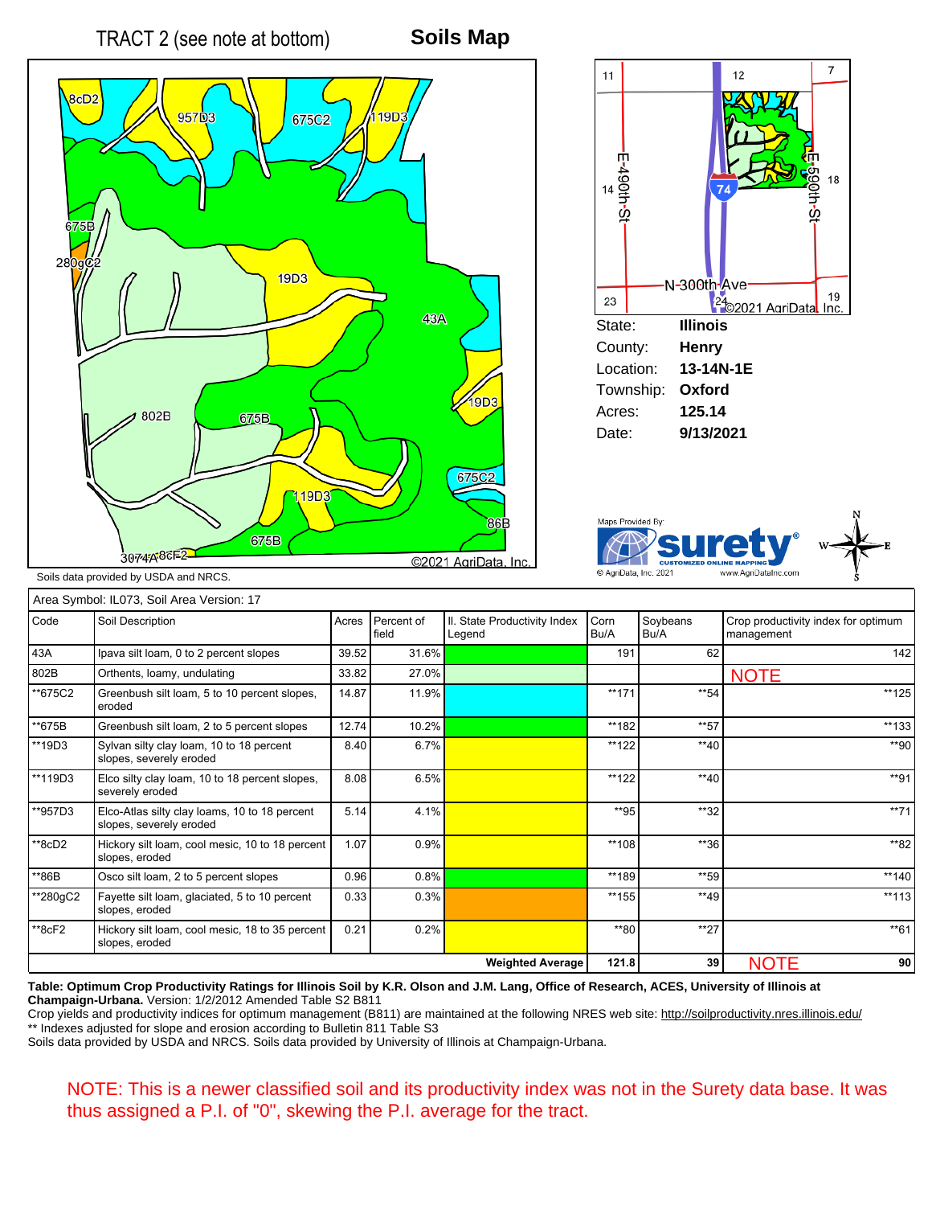TRACT 2 (see note at bottom)

# Soils Map

| | |
|---|---|
| State: | **Illinois** |
| County: | **Henry** |
| Location: | **13-14N-1E** |
| Township: | **Oxford** |
| Acres: | **125.14** |
| Date: | **9/13/2021** |

Soils data provided by USDA and NRCS.

Maps Provided By: surety® CUSTOMIZED ONLINE MAPPING © AgriData, Inc. 2021 www.AgriDataInc.com

Area Symbol: IL073, Soil Area Version: 17

| Code | Soil Description | Acres | Percent of field | Il. State Productivity Index Legend | Corn Bu/A | Soybeans Bu/A | Crop productivity index for optimum management |
|---|---|---|---|---|---|---|---|
| 43A | Ipava silt loam, 0 to 2 percent slopes | 39.52 | 31.6% | | 191 | 62 | 142 |
| 802B | Orthents, loamy, undulating | 33.82 | 27.0% | | | | NOTE |
| **675C2 | Greenbush silt loam, 5 to 10 percent slopes, eroded | 14.87 | 11.9% | | **171 | **54 | **125 |
| **675B | Greenbush silt loam, 2 to 5 percent slopes | 12.74 | 10.2% | | **182 | **57 | **133 |
| **19D3 | Sylvan silty clay loam, 10 to 18 percent slopes, severely eroded | 8.40 | 6.7% | | **122 | **40 | **90 |
| **119D3 | Elco silty clay loam, 10 to 18 percent slopes, severely eroded | 8.08 | 6.5% | | **122 | **40 | **91 |
| **957D3 | Elco-Atlas silty clay loams, 10 to 18 percent slopes, severely eroded | 5.14 | 4.1% | | **95 | **32 | **71 |
| **8cD2 | Hickory silt loam, cool mesic, 10 to 18 percent slopes, eroded | 1.07 | 0.9% | | **108 | **36 | **82 |
| **86B | Osco silt loam, 2 to 5 percent slopes | 0.96 | 0.8% | | **189 | **59 | **140 |
| **280gC2 | Fayette silt loam, glaciated, 5 to 10 percent slopes, eroded | 0.33 | 0.3% | | **155 | **49 | **113 |
| **8cF2 | Hickory silt loam, cool mesic, 18 to 35 percent slopes, eroded | 0.21 | 0.2% | | **80 | **27 | **61 |
| | | | | **Weighted Average** | **121.8** | **39** | NOTE **90** |

**Table: Optimum Crop Productivity Ratings for Illinois Soil by K.R. Olson and J.M. Lang, Office of Research, ACES, University of Illinois at Champaign-Urbana.** Version: 1/2/2012 Amended Table S2 B811

Crop yields and productivity indices for optimum management (B811) are maintained at the following NRES web site: http://soilproductivity.nres.illinois.edu/

** Indexes adjusted for slope and erosion according to Bulletin 811 Table S3

Soils data provided by USDA and NRCS. Soils data provided by University of Illinois at Champaign-Urbana.

NOTE: This is a newer classified soil and its productivity index was not in the Surety data base. It was thus assigned a P.I. of "0", skewing the P.I. average for the tract.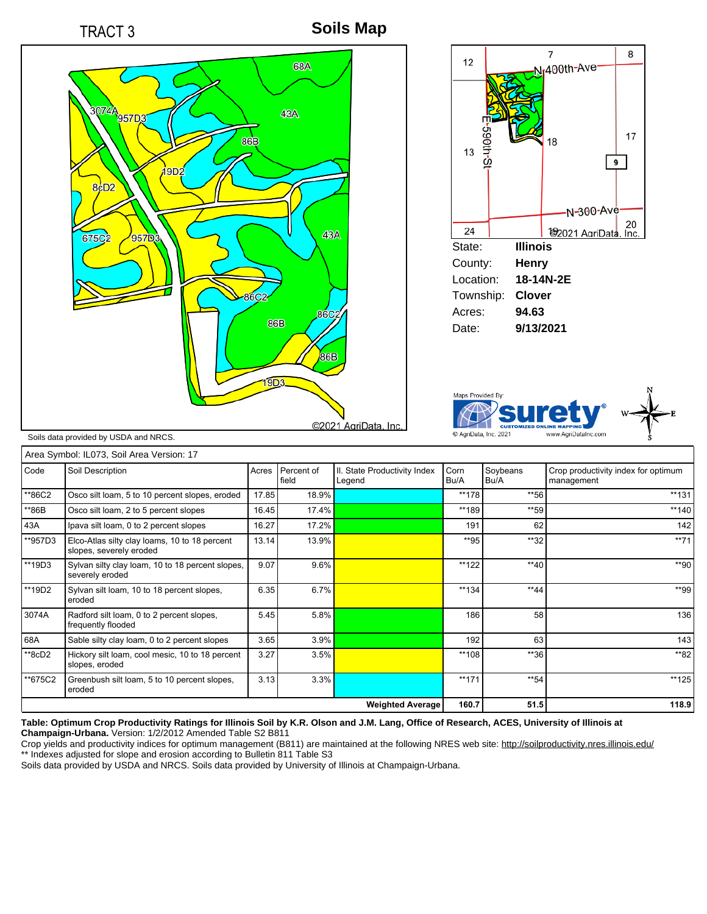# TRACT 3

## Soils Map

68A
43A
3074A
957D3
86B
19D2
8cD2
43A
675C2
957D3
86C2
86C2
86B
86B
19D3

©2021 AgriData, Inc.

Soils data provided by USDA and NRCS.

7 8
12
N 400th Ave
E 590th St
17
18
13
9
N 300 Ave
24
©2021 AgriData, Inc.
20

| | |
|---|---|
| State: | **Illinois** |
| County: | **Henry** |
| Location: | **18-14N-2E** |
| Township: | **Clover** |
| Acres: | **94.63** |
| Date: | **9/13/2021** |

Maps Provided By: surety® CUSTOMIZED ONLINE MAPPING
© AgriData, Inc. 2021 www.AgriDataInc.com

Area Symbol: IL073, Soil Area Version: 17

| Code | Soil Description | Acres | Percent of field | Il. State Productivity Index Legend | Corn Bu/A | Soybeans Bu/A | Crop productivity index for optimum management |
|---|---|---|---|---|---|---|---|
| **86C2 | Osco silt loam, 5 to 10 percent slopes, eroded | 17.85 | 18.9% | | **178 | **56 | **131 |
| **86B | Osco silt loam, 2 to 5 percent slopes | 16.45 | 17.4% | | **189 | **59 | **140 |
| 43A | Ipava silt loam, 0 to 2 percent slopes | 16.27 | 17.2% | | 191 | 62 | 142 |
| **957D3 | Elco-Atlas silty clay loams, 10 to 18 percent slopes, severely eroded | 13.14 | 13.9% | | **95 | **32 | **71 |
| **19D3 | Sylvan silty clay loam, 10 to 18 percent slopes, severely eroded | 9.07 | 9.6% | | **122 | **40 | **90 |
| **19D2 | Sylvan silt loam, 10 to 18 percent slopes, eroded | 6.35 | 6.7% | | **134 | **44 | **99 |
| 3074A | Radford silt loam, 0 to 2 percent slopes, frequently flooded | 5.45 | 5.8% | | 186 | 58 | 136 |
| 68A | Sable silty clay loam, 0 to 2 percent slopes | 3.65 | 3.9% | | 192 | 63 | 143 |
| **8cD2 | Hickory silt loam, cool mesic, 10 to 18 percent slopes, eroded | 3.27 | 3.5% | | **108 | **36 | **82 |
| **675C2 | Greenbush silt loam, 5 to 10 percent slopes, eroded | 3.13 | 3.3% | | **171 | **54 | **125 |
| | | | | **Weighted Average** | **160.7** | **51.5** | **118.9** |

**Table: Optimum Crop Productivity Ratings for Illinois Soil by K.R. Olson and J.M. Lang, Office of Research, ACES, University of Illinois at Champaign-Urbana.** Version: 1/2/2012 Amended Table S2 B811

Crop yields and productivity indices for optimum management (B811) are maintained at the following NRES web site: http://soilproductivity.nres.illinois.edu/

** Indexes adjusted for slope and erosion according to Bulletin 811 Table S3

Soils data provided by USDA and NRCS. Soils data provided by University of Illinois at Champaign-Urbana.